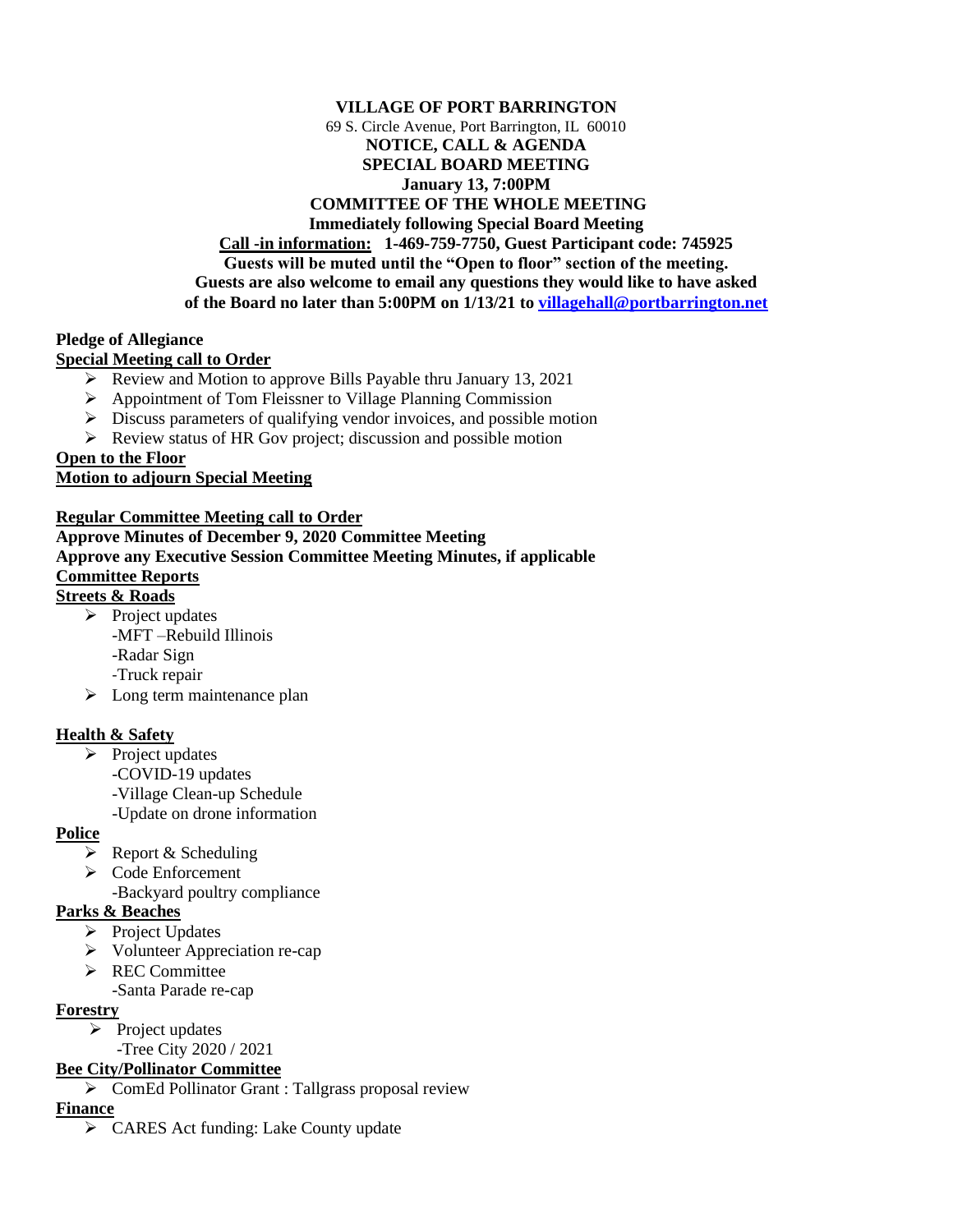**VILLAGE OF PORT BARRINGTON**

69 S. Circle Avenue, Port Barrington, IL 60010

**NOTICE, CALL & AGENDA**

**SPECIAL BOARD MEETING**

**January 13, 7:00PM**

**COMMITTEE OF THE WHOLE MEETING**

**Immediately following Special Board Meeting**

**Call -in information: 1-469-759-7750, Guest Participant code: 745925**

**Guests will be muted until the "Open to floor" section of the meeting.**

**Guests are also welcome to email any questions they would like to have asked of the Board no later than 5:00PM on 1/13/21 to villagehall@portbarrington.net**

**Pledge of Allegiance**

**Special Meeting call to Order**

- Review and Motion to approve Bills Payable thru January 13, 2021
- Appointment of Tom Fleissner to Village Planning Commission
- Discuss parameters of qualifying vendor invoices, and possible motion
- Review status of HR Gov project; discussion and possible motion

**Open to the Floor**

**Motion to adjourn Special Meeting**

**Regular Committee Meeting call to Order**

**Approve Minutes of December 9, 2020 Committee Meeting**

**Approve any Executive Session Committee Meeting Minutes, if applicable**

**Committee Reports**

**Streets & Roads**

- Project updates
  - -MFT –Rebuild Illinois
  - -Radar Sign
  - -Truck repair
- Long term maintenance plan

**Health & Safety**

- Project updates
  - -COVID-19 updates
  - -Village Clean-up Schedule
  - -Update on drone information

**Police**

- Report & Scheduling
- Code Enforcement
  - -Backyard poultry compliance

**Parks & Beaches**

- Project Updates
- Volunteer Appreciation re-cap
- REC Committee
  - -Santa Parade re-cap

**Forestry**

- Project updates
  - -Tree City 2020 / 2021

**Bee City/Pollinator Committee**

- ComEd Pollinator Grant : Tallgrass proposal review

**Finance**

- CARES Act funding: Lake County update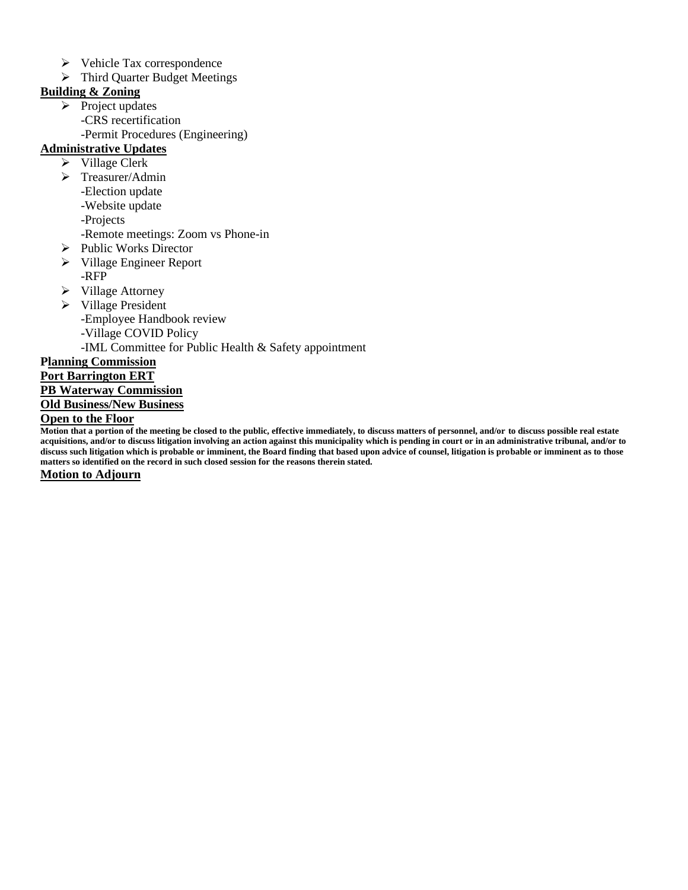- Vehicle Tax correspondence
- Third Quarter Budget Meetings

**Building & Zoning**

- Project updates
  - -CRS recertification
  - -Permit Procedures (Engineering)

**Administrative Updates**

- Village Clerk
- Treasurer/Admin
  - -Election update
  - -Website update
  - -Projects
  - -Remote meetings: Zoom vs Phone-in
- Public Works Director
- Village Engineer Report
  - -RFP
- Village Attorney
- Village President
  - -Employee Handbook review
  - -Village COVID Policy
  - -IML Committee for Public Health & Safety appointment

**Planning Commission**

**Port Barrington ERT**

**PB Waterway Commission**

**Old Business/New Business**

**Open to the Floor**

**Motion that a portion of the meeting be closed to the public, effective immediately, to discuss matters of personnel, and/or to discuss possible real estate acquisitions, and/or to discuss litigation involving an action against this municipality which is pending in court or in an administrative tribunal, and/or to discuss such litigation which is probable or imminent, the Board finding that based upon advice of counsel, litigation is probable or imminent as to those matters so identified on the record in such closed session for the reasons therein stated.**

**Motion to Adjourn**